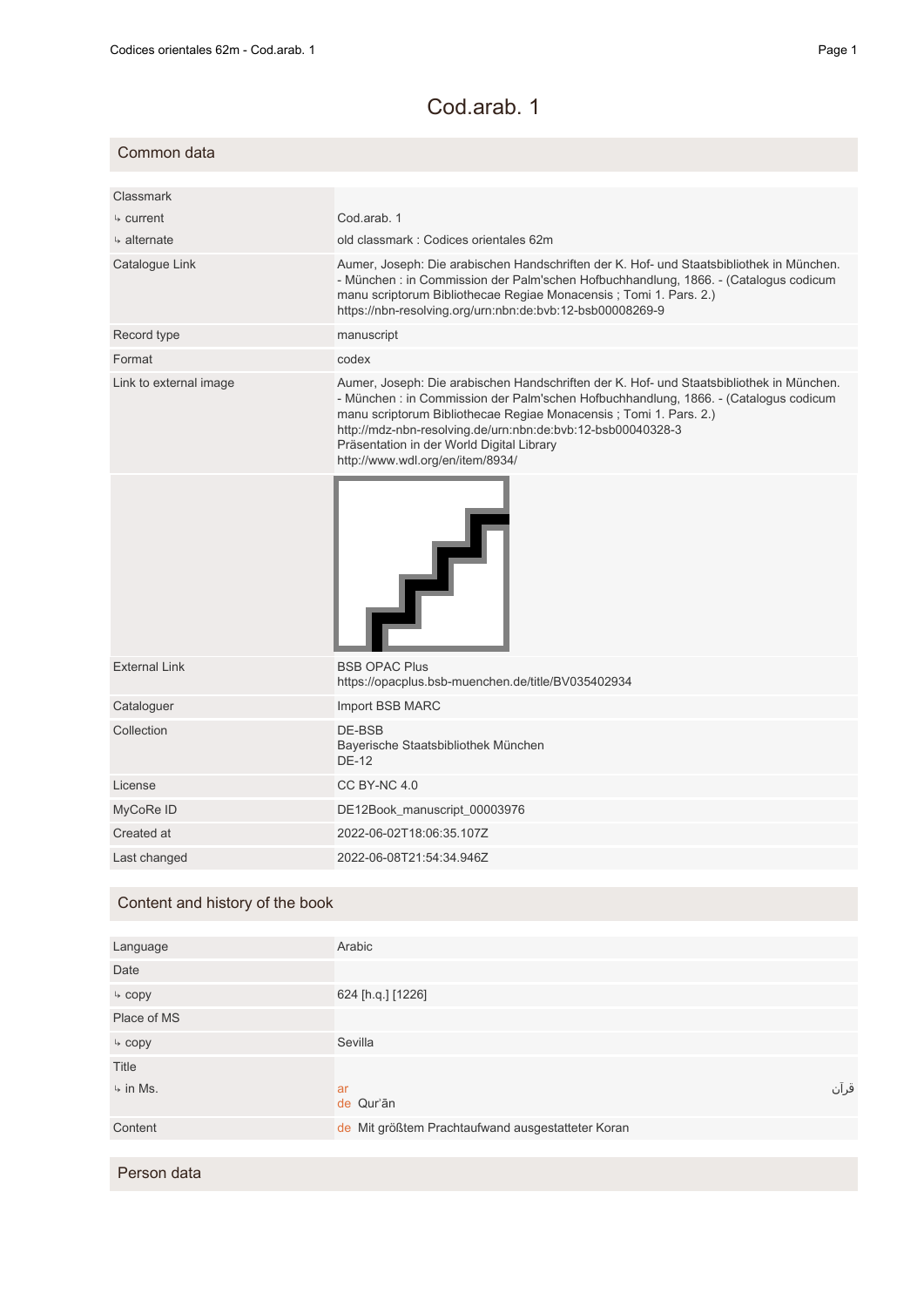# Cod.arab. 1

## Common data

| | |
|---|---|
| Classmark | |
| ↳ current | Cod.arab. 1 |
| ↳ alternate | old classmark : Codices orientales 62m |
| Catalogue Link | Aumer, Joseph: Die arabischen Handschriften der K. Hof- und Staatsbibliothek in München. - München : in Commission der Palm'schen Hofbuchhandlung, 1866. - (Catalogus codicum manu scriptorum Bibliothecae Regiae Monacensis ; Tomi 1. Pars. 2.) https://nbn-resolving.org/urn:nbn:de:bvb:12-bsb00008269-9 |
| Record type | manuscript |
| Format | codex |
| Link to external image | Aumer, Joseph: Die arabischen Handschriften der K. Hof- und Staatsbibliothek in München. - München : in Commission der Palm'schen Hofbuchhandlung, 1866. - (Catalogus codicum manu scriptorum Bibliothecae Regiae Monacensis ; Tomi 1. Pars. 2.) http://mdz-nbn-resolving.de/urn:nbn:de:bvb:12-bsb00040328-3 Präsentation in der World Digital Library http://www.wdl.org/en/item/8934/ |
| External Link | BSB OPAC Plus https://opacplus.bsb-muenchen.de/title/BV035402934 |
| Cataloguer | Import BSB MARC |
| Collection | DE-BSB Bayerische Staatsbibliothek München DE-12 |
| License | CC BY-NC 4.0 |
| MyCoRe ID | DE12Book_manuscript_00003976 |
| Created at | 2022-06-02T18:06:35.107Z |
| Last changed | 2022-06-08T21:54:34.946Z |

## Content and history of the book

| | |
|---|---|
| Language | Arabic |
| Date | |
| ↳ copy | 624 [h.q.] [1226] |
| Place of MS | |
| ↳ copy | Sevilla |
| Title | |
| ↳ in Ms. | ar قرآن<br>de Qur'ān |
| Content | de Mit größtem Prachtaufwand ausgestatteter Koran |

## Person data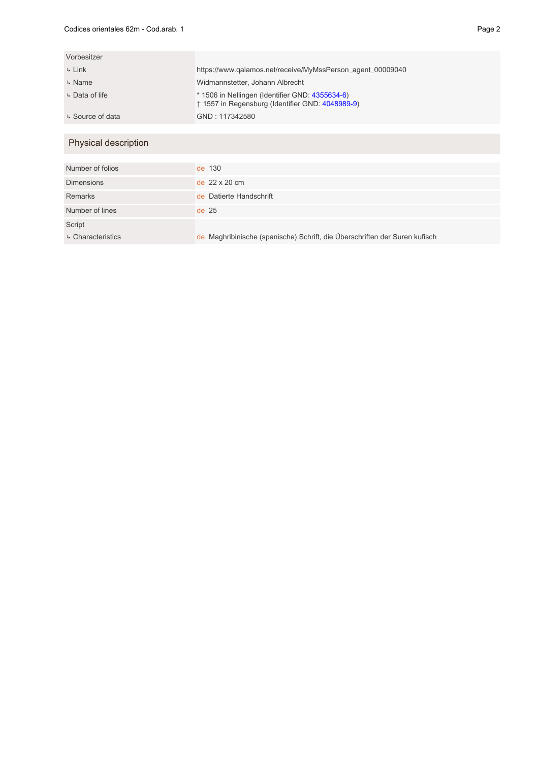| | |
|---|---|
| Vorbesitzer | |
| ↳ Link | https://www.qalamos.net/receive/MyMssPerson_agent_00009040 |
| ↳ Name | Widmannstetter, Johann Albrecht |
| ↳ Data of life | * 1506 in Nellingen (Identifier GND: 4355634-6)<br>† 1557 in Regensburg (Identifier GND: 4048989-9) |
| ↳ Source of data | GND : 117342580 |

## Physical description

| | |
|---|---|
| Number of folios | de 130 |
| Dimensions | de 22 x 20 cm |
| Remarks | de Datierte Handschrift |
| Number of lines | de 25 |
| Script | |
| ↳ Characteristics | de Maghribinische (spanische) Schrift, die Überschriften der Suren kufisch |